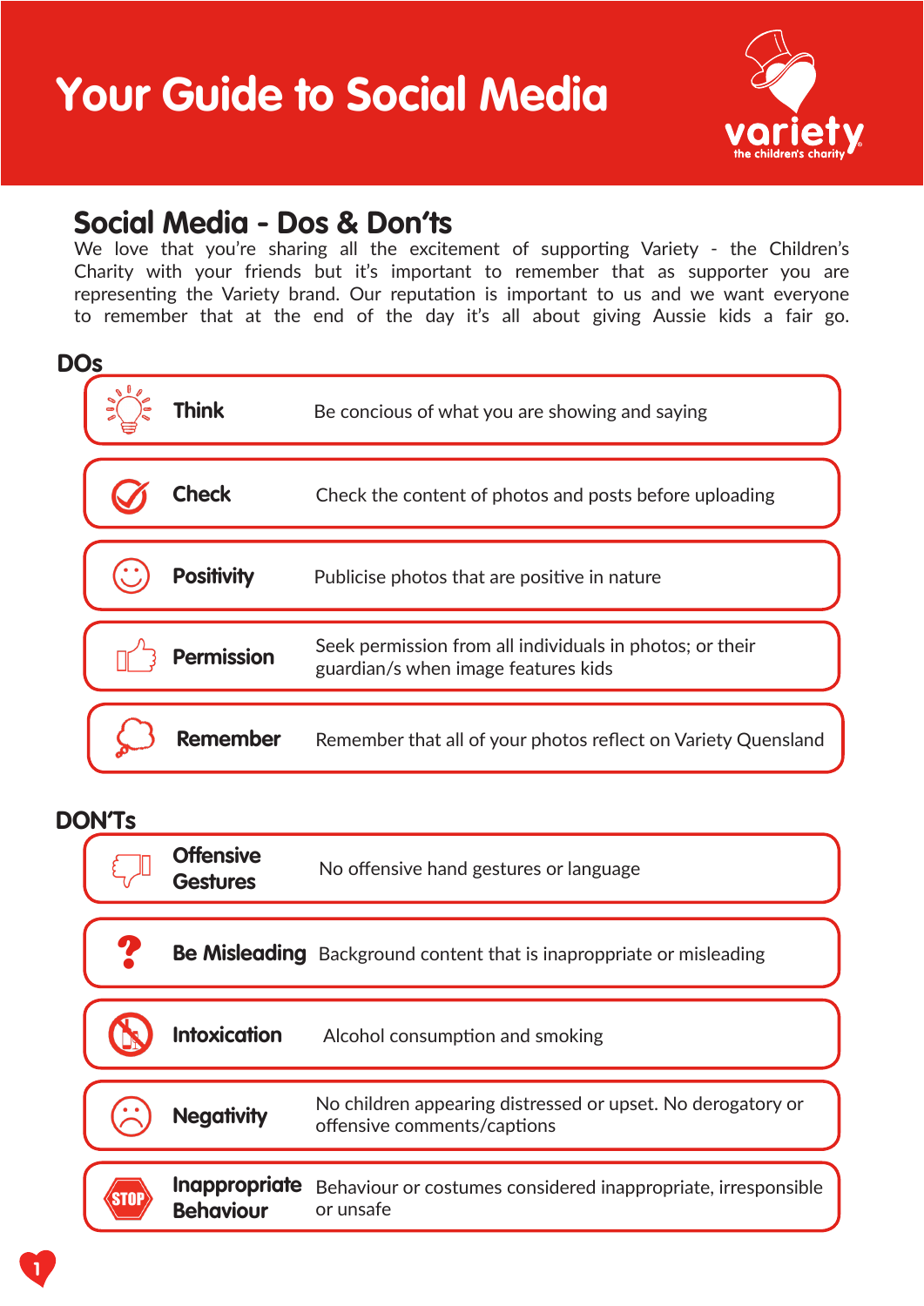# Your Guide to Social Media

variety
the children's charity

## Social Media - Dos & Don'ts

We love that you're sharing all the excitement of supporting Variety - the Children's Charity with your friends but it's important to remember that as supporter you are representing the Variety brand. Our reputation is important to us and we want everyone to remember that at the end of the day it's all about giving Aussie kids a fair go.

### DOs

| | |
|---|---|
| **Think** | Be concious of what you are showing and saying |
| **Check** | Check the content of photos and posts before uploading |
| **Positivity** | Publicise photos that are positive in nature |
| **Permission** | Seek permission from all individuals in photos; or their guardian/s when image features kids |
| **Remember** | Remember that all of your photos reflect on Variety Queensland |

### DON'Ts

| | |
|---|---|
| **Offensive Gestures** | No offensive hand gestures or language |
| **Be Misleading** | Background content that is inaproppriate or misleading |
| **Intoxication** | Alcohol consumption and smoking |
| **Negativity** | No children appearing distressed or upset. No derogatory or offensive comments/captions |
| **Inappropriate Behaviour** | Behaviour or costumes considered inappropriate, irresponsible or unsafe |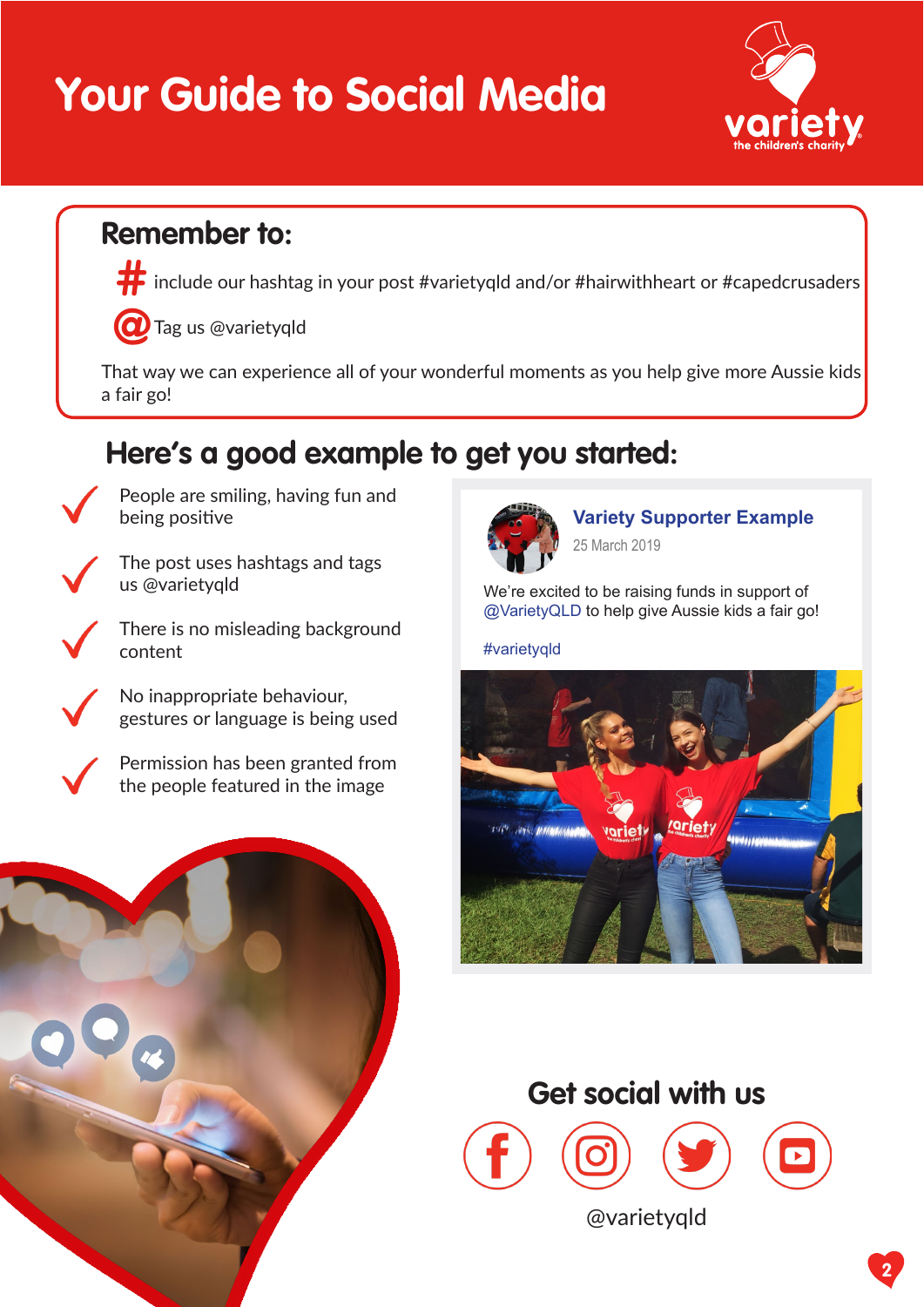# Your Guide to Social Media

## Remember to:

- # include our hashtag in your post #varietyqld and/or #hairwithheart or #capedcrusaders
- @ Tag us @varietyqld

That way we can experience all of your wonderful moments as you help give more Aussie kids a fair go!

## Here's a good example to get you started:

- ✓ People are smiling, having fun and being positive
- ✓ The post uses hashtags and tags us @varietyqld
- ✓ There is no misleading background content
- ✓ No inappropriate behaviour, gestures or language is being used
- ✓ Permission has been granted from the people featured in the image

**Variety Supporter Example**
25 March 2019

We're excited to be raising funds in support of @VarietyQLD to help give Aussie kids a fair go!

#varietyqld

## Get social with us

@varietyqld